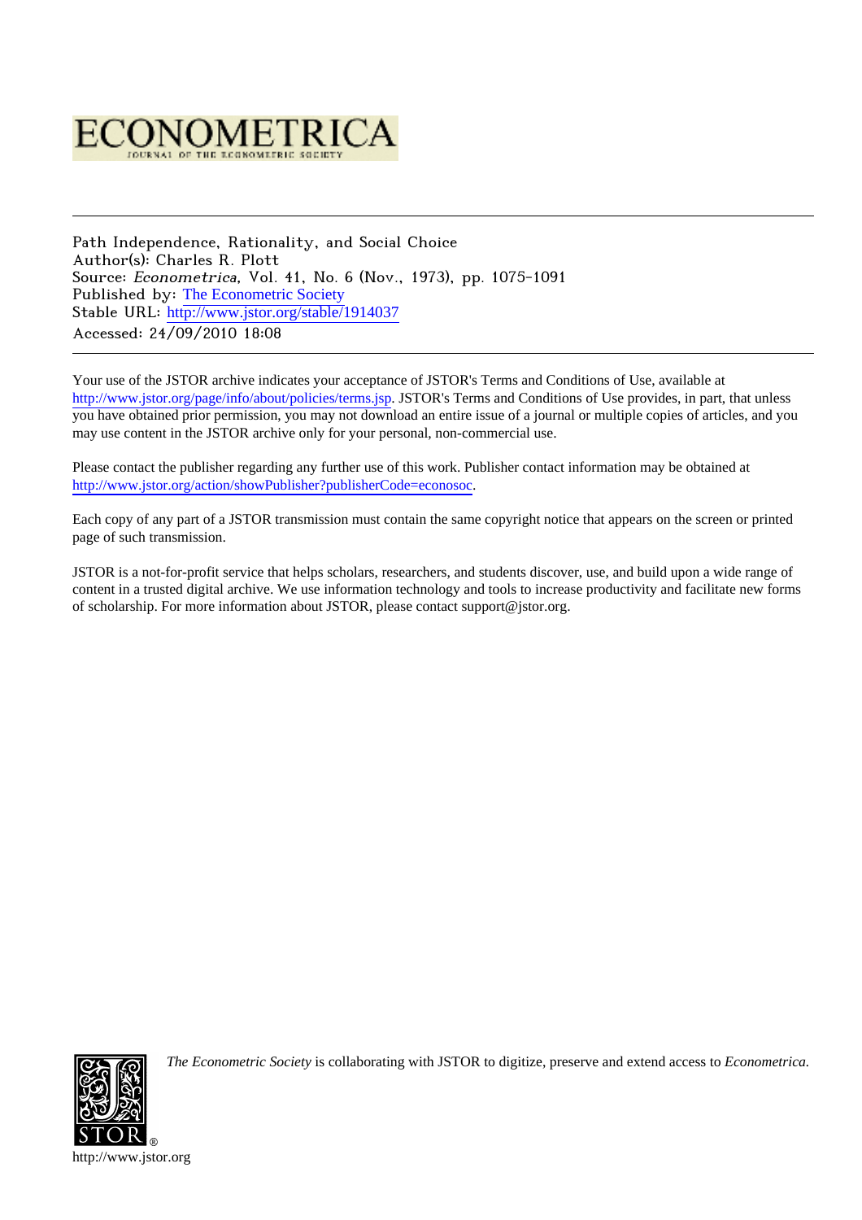# ECONOMETRICA

JOURNAL OF THE ECONOMETRIC SOCIETY

---

Path Independence, Rationality, and Social Choice
Author(s): Charles R. Plott
Source: *Econometrica*, Vol. 41, No. 6 (Nov., 1973), pp. 1075-1091
Published by: The Econometric Society
Stable URL: http://www.jstor.org/stable/1914037
Accessed: 24/09/2010 18:08

---

Your use of the JSTOR archive indicates your acceptance of JSTOR's Terms and Conditions of Use, available at http://www.jstor.org/page/info/about/policies/terms.jsp. JSTOR's Terms and Conditions of Use provides, in part, that unless you have obtained prior permission, you may not download an entire issue of a journal or multiple copies of articles, and you may use content in the JSTOR archive only for your personal, non-commercial use.

Please contact the publisher regarding any further use of this work. Publisher contact information may be obtained at http://www.jstor.org/action/showPublisher?publisherCode=econosoc.

Each copy of any part of a JSTOR transmission must contain the same copyright notice that appears on the screen or printed page of such transmission.

JSTOR is a not-for-profit service that helps scholars, researchers, and students discover, use, and build upon a wide range of content in a trusted digital archive. We use information technology and tools to increase productivity and facilitate new forms of scholarship. For more information about JSTOR, please contact support@jstor.org.

*The Econometric Society* is collaborating with JSTOR to digitize, preserve and extend access to *Econometrica*.

http://www.jstor.org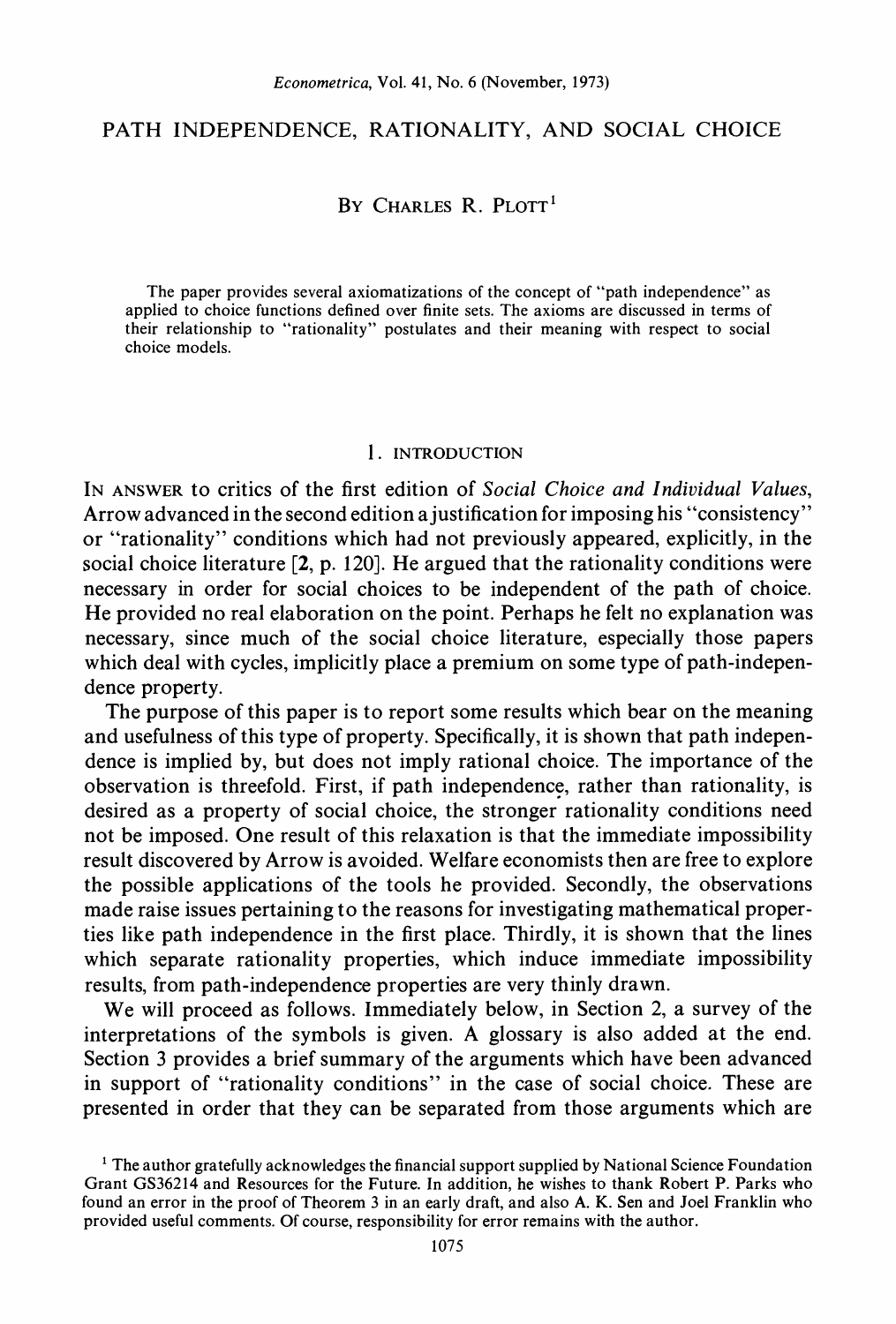# PATH INDEPENDENCE, RATIONALITY, AND SOCIAL CHOICE

By Charles R. Plott[1]

The paper provides several axiomatizations of the concept of "path independence" as applied to choice functions defined over finite sets. The axioms are discussed in terms of their relationship to "rationality" postulates and their meaning with respect to social choice models.

## 1. INTRODUCTION

In answer to critics of the first edition of *Social Choice and Individual Values*, Arrow advanced in the second edition a justification for imposing his "consistency" or "rationality" conditions which had not previously appeared, explicitly, in the social choice literature [**2**, p. 120]. He argued that the rationality conditions were necessary in order for social choices to be independent of the path of choice. He provided no real elaboration on the point. Perhaps he felt no explanation was necessary, since much of the social choice literature, especially those papers which deal with cycles, implicitly place a premium on some type of path-independence property.

The purpose of this paper is to report some results which bear on the meaning and usefulness of this type of property. Specifically, it is shown that path independence is implied by, but does not imply rational choice. The importance of the observation is threefold. First, if path independence, rather than rationality, is desired as a property of social choice, the stronger rationality conditions need not be imposed. One result of this relaxation is that the immediate impossibility result discovered by Arrow is avoided. Welfare economists then are free to explore the possible applications of the tools he provided. Secondly, the observations made raise issues pertaining to the reasons for investigating mathematical properties like path independence in the first place. Thirdly, it is shown that the lines which separate rationality properties, which induce immediate impossibility results, from path-independence properties are very thinly drawn.

We will proceed as follows. Immediately below, in Section 2, a survey of the interpretations of the symbols is given. A glossary is also added at the end. Section 3 provides a brief summary of the arguments which have been advanced in support of "rationality conditions" in the case of social choice. These are presented in order that they can be separated from those arguments which are

[1] The author gratefully acknowledges the financial support supplied by National Science Foundation Grant GS36214 and Resources for the Future. In addition, he wishes to thank Robert P. Parks who found an error in the proof of Theorem 3 in an early draft, and also A. K. Sen and Joel Franklin who provided useful comments. Of course, responsibility for error remains with the author.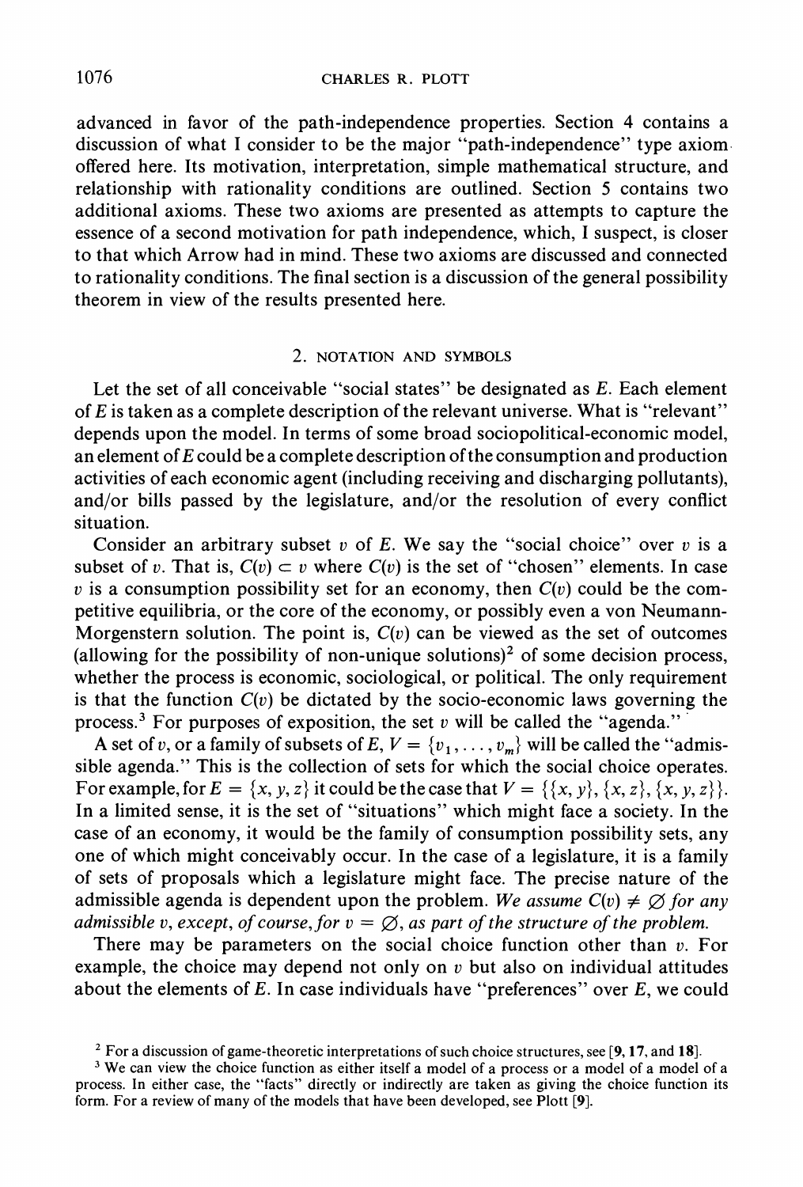advanced in favor of the path-independence properties. Section 4 contains a discussion of what I consider to be the major "path-independence" type axiom offered here. Its motivation, interpretation, simple mathematical structure, and relationship with rationality conditions are outlined. Section 5 contains two additional axioms. These two axioms are presented as attempts to capture the essence of a second motivation for path independence, which, I suspect, is closer to that which Arrow had in mind. These two axioms are discussed and connected to rationality conditions. The final section is a discussion of the general possibility theorem in view of the results presented here.

## 2. NOTATION AND SYMBOLS

Let the set of all conceivable "social states" be designated as $E$. Each element of $E$ is taken as a complete description of the relevant universe. What is "relevant" depends upon the model. In terms of some broad sociopolitical-economic model, an element of $E$ could be a complete description of the consumption and production activities of each economic agent (including receiving and discharging pollutants), and/or bills passed by the legislature, and/or the resolution of every conflict situation.

Consider an arbitrary subset $v$ of $E$. We say the "social choice" over $v$ is a subset of $v$. That is, $C(v) \subset v$ where $C(v)$ is the set of "chosen" elements. In case $v$ is a consumption possibility set for an economy, then $C(v)$ could be the competitive equilibria, or the core of the economy, or possibly even a von Neumann-Morgenstern solution. The point is, $C(v)$ can be viewed as the set of outcomes (allowing for the possibility of non-unique solutions)[2] of some decision process, whether the process is economic, sociological, or political. The only requirement is that the function $C(v)$ be dictated by the socio-economic laws governing the process.[3] For purposes of exposition, the set $v$ will be called the "agenda."

A set of $v$, or a family of subsets of $E$, $V = \{v_1, \ldots, v_m\}$ will be called the "admissible agenda." This is the collection of sets for which the social choice operates. For example, for $E = \{x, y, z\}$ it could be the case that $V = \{\{x, y\}, \{x, z\}, \{x, y, z\}\}$. In a limited sense, it is the set of "situations" which might face a society. In the case of an economy, it would be the family of consumption possibility sets, any one of which might conceivably occur. In the case of a legislature, it is a family of sets of proposals which a legislature might face. The precise nature of the admissible agenda is dependent upon the problem. *We assume $C(v) \neq \varnothing$ for any admissible $v$, except, of course, for $v = \varnothing$, as part of the structure of the problem.*

There may be parameters on the social choice function other than $v$. For example, the choice may depend not only on $v$ but also on individual attitudes about the elements of $E$. In case individuals have "preferences" over $E$, we could

---

[2] For a discussion of game-theoretic interpretations of such choice structures, see [**9**, **17**, and **18**].

[3] We can view the choice function as either itself a model of a process or a model of a model of a process. In either case, the "facts" directly or indirectly are taken as giving the choice function its form. For a review of many of the models that have been developed, see Plott [**9**].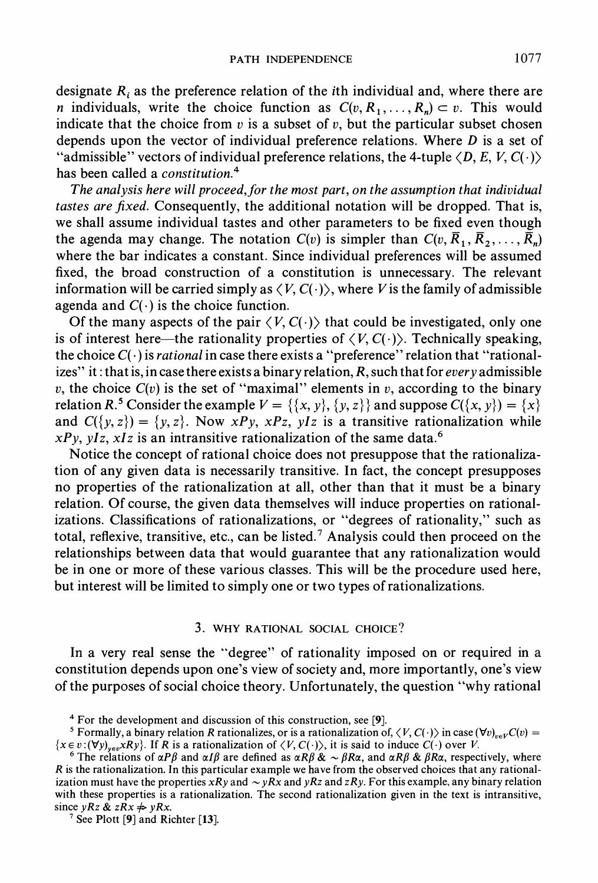designate $R_i$ as the preference relation of the $i$th individual and, where there are $n$ individuals, write the choice function as $C(v, R_1, \ldots, R_n) \subset v$. This would indicate that the choice from $v$ is a subset of $v$, but the particular subset chosen depends upon the vector of individual preference relations. Where $D$ is a set of "admissible" vectors of individual preference relations, the 4-tuple $\langle D, E, V, C(\cdot)\rangle$ has been called a *constitution*.[4]

*The analysis here will proceed, for the most part, on the assumption that individual tastes are fixed.* Consequently, the additional notation will be dropped. That is, we shall assume individual tastes and other parameters to be fixed even though the agenda may change. The notation $C(v)$ is simpler than $C(v, \bar{R}_1, \bar{R}_2, \ldots, \bar{R}_n)$ where the bar indicates a constant. Since individual preferences will be assumed fixed, the broad construction of a constitution is unnecessary. The relevant information will be carried simply as $\langle V, C(\cdot)\rangle$, where $V$ is the family of admissible agenda and $C(\cdot)$ is the choice function.

Of the many aspects of the pair $\langle V, C(\cdot)\rangle$ that could be investigated, only one is of interest here—the rationality properties of $\langle V, C(\cdot)\rangle$. Technically speaking, the choice $C(\cdot)$ is *rational* in case there exists a "preference" relation that "rationalizes" it: that is, in case there exists a binary relation, $R$, such that for *every* admissible $v$, the choice $C(v)$ is the set of "maximal" elements in $v$, according to the binary relation $R$.[5] Consider the example $V = \{\{x, y\}, \{y, z\}\}$ and suppose $C(\{x, y\}) = \{x\}$ and $C(\{y, z\}) = \{y, z\}$. Now $xPy$, $xPz$, $yIz$ is a transitive rationalization while $xPy$, $yIz$, $xIz$ is an intransitive rationalization of the same data.[6]

Notice the concept of rational choice does not presuppose that the rationalization of any given data is necessarily transitive. In fact, the concept presupposes no properties of the rationalization at all, other than that it must be a binary relation. Of course, the given data themselves will induce properties on rationalizations. Classifications of rationalizations, or "degrees of rationality," such as total, reflexive, transitive, etc., can be listed.[7] Analysis could then proceed on the relationships between data that would guarantee that any rationalization would be in one or more of these various classes. This will be the procedure used here, but interest will be limited to simply one or two types of rationalizations.

## 3. WHY RATIONAL SOCIAL CHOICE?

In a very real sense the "degree" of rationality imposed on or required in a constitution depends upon one's view of society and, more importantly, one's view of the purposes of social choice theory. Unfortunately, the question "why rational

---

[4] For the development and discussion of this construction, see [9].

[5] Formally, a binary relation $R$ rationalizes, or is a rationalization of, $\langle V, C(\cdot)\rangle$ in case $(\forall v)_{v \in V} C(v) = \{x \in v : (\forall y)_{y \in v} xRy\}$. If $R$ is a rationalization of $\langle V, C(\cdot)\rangle$, it is said to induce $C(\cdot)$ over $V$.

[6] The relations of $\alpha P \beta$ and $\alpha I \beta$ are defined as $\alpha R \beta$ & $\sim \beta R \alpha$, and $\alpha R \beta$ & $\beta R \alpha$, respectively, where $R$ is the rationalization. In this particular example we have from the observed choices that any rationalization must have the properties $xRy$ and $\sim yRx$ and $yRz$ and $zRy$. For this example, any binary relation with these properties is a rationalization. The second rationalization given in the text is intransitive, since $yRz$ & $zRx \nRightarrow yRx$.

[7] See Plott [9] and Richter [13].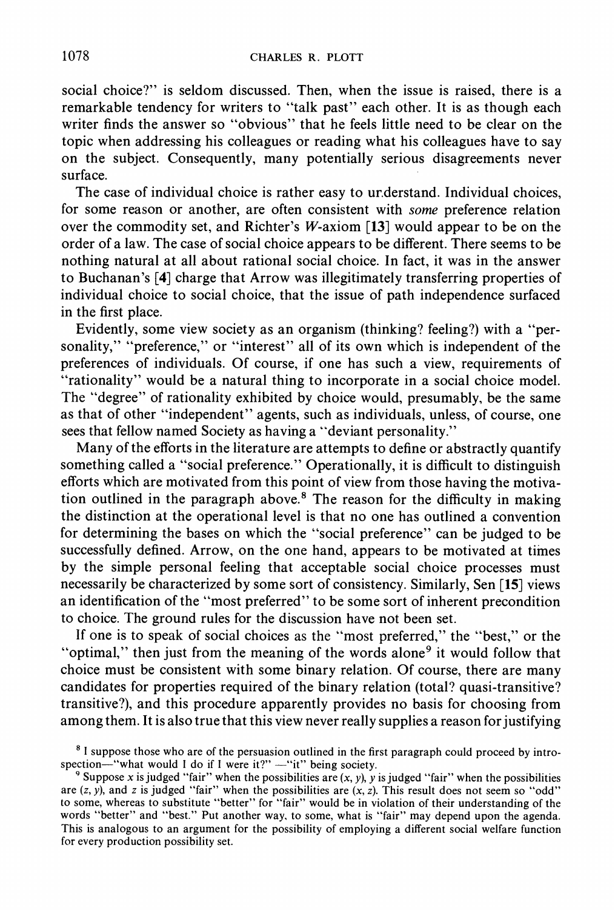social choice?" is seldom discussed. Then, when the issue is raised, there is a remarkable tendency for writers to "talk past" each other. It is as though each writer finds the answer so "obvious" that he feels little need to be clear on the topic when addressing his colleagues or reading what his colleagues have to say on the subject. Consequently, many potentially serious disagreements never surface.

The case of individual choice is rather easy to understand. Individual choices, for some reason or another, are often consistent with *some* preference relation over the commodity set, and Richter's $W$-axiom [**13**] would appear to be on the order of a law. The case of social choice appears to be different. There seems to be nothing natural at all about rational social choice. In fact, it was in the answer to Buchanan's [**4**] charge that Arrow was illegitimately transferring properties of individual choice to social choice, that the issue of path independence surfaced in the first place.

Evidently, some view society as an organism (thinking? feeling?) with a "personality," "preference," or "interest" all of its own which is independent of the preferences of individuals. Of course, if one has such a view, requirements of "rationality" would be a natural thing to incorporate in a social choice model. The "degree" of rationality exhibited by choice would, presumably, be the same as that of other "independent" agents, such as individuals, unless, of course, one sees that fellow named Society as having a "deviant personality."

Many of the efforts in the literature are attempts to define or abstractly quantify something called a "social preference." Operationally, it is difficult to distinguish efforts which are motivated from this point of view from those having the motivation outlined in the paragraph above.[8] The reason for the difficulty in making the distinction at the operational level is that no one has outlined a convention for determining the bases on which the "social preference" can be judged to be successfully defined. Arrow, on the one hand, appears to be motivated at times by the simple personal feeling that acceptable social choice processes must necessarily be characterized by some sort of consistency. Similarly, Sen [**15**] views an identification of the "most preferred" to be some sort of inherent precondition to choice. The ground rules for the discussion have not been set.

If one is to speak of social choices as the "most preferred," the "best," or the "optimal," then just from the meaning of the words alone[9] it would follow that choice must be consistent with some binary relation. Of course, there are many candidates for properties required of the binary relation (total? quasi-transitive? transitive?), and this procedure apparently provides no basis for choosing from among them. It is also true that this view never really supplies a reason for justifying

[8] I suppose those who are of the persuasion outlined in the first paragraph could proceed by introspection—"what would I do if I were it?" —"it" being society.

[9] Suppose $x$ is judged "fair" when the possibilities are $(x, y)$, $y$ is judged "fair" when the possibilities are $(z, y)$, and $z$ is judged "fair" when the possibilities are $(x, z)$. This result does not seem so "odd" to some, whereas to substitute "better" for "fair" would be in violation of their understanding of the words "better" and "best." Put another way, to some, what is "fair" may depend upon the agenda. This is analogous to an argument for the possibility of employing a different social welfare function for every production possibility set.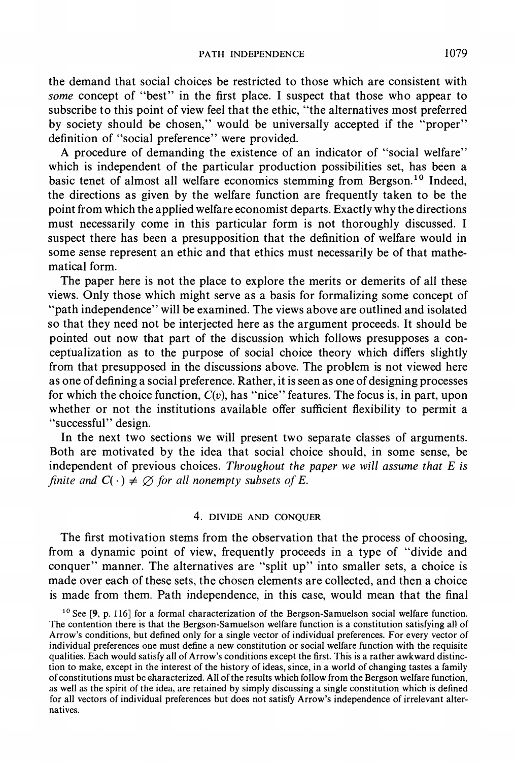the demand that social choices be restricted to those which are consistent with *some* concept of "best" in the first place. I suspect that those who appear to subscribe to this point of view feel that the ethic, "the alternatives most preferred by society should be chosen," would be universally accepted if the "proper" definition of "social preference" were provided.

A procedure of demanding the existence of an indicator of "social welfare" which is independent of the particular production possibilities set, has been a basic tenet of almost all welfare economics stemming from Bergson.[10] Indeed, the directions as given by the welfare function are frequently taken to be the point from which the applied welfare economist departs. Exactly why the directions must necessarily come in this particular form is not thoroughly discussed. I suspect there has been a presupposition that the definition of welfare would in some sense represent an ethic and that ethics must necessarily be of that mathematical form.

The paper here is not the place to explore the merits or demerits of all these views. Only those which might serve as a basis for formalizing some concept of "path independence" will be examined. The views above are outlined and isolated so that they need not be interjected here as the argument proceeds. It should be pointed out now that part of the discussion which follows presupposes a conceptualization as to the purpose of social choice theory which differs slightly from that presupposed in the discussions above. The problem is not viewed here as one of defining a social preference. Rather, it is seen as one of designing processes for which the choice function, $C(v)$, has "nice" features. The focus is, in part, upon whether or not the institutions available offer sufficient flexibility to permit a "successful" design.

In the next two sections we will present two separate classes of arguments. Both are motivated by the idea that social choice should, in some sense, be independent of previous choices. *Throughout the paper we will assume that $E$ is finite and $C(\cdot) \neq \varnothing$ for all nonempty subsets of $E$.*

## 4. DIVIDE AND CONQUER

The first motivation stems from the observation that the process of choosing, from a dynamic point of view, frequently proceeds in a type of "divide and conquer" manner. The alternatives are "split up" into smaller sets, a choice is made over each of these sets, the chosen elements are collected, and then a choice is made from them. Path independence, in this case, would mean that the final

[10] See [9, p. 116] for a formal characterization of the Bergson-Samuelson social welfare function. The contention there is that the Bergson-Samuelson welfare function is a constitution satisfying all of Arrow's conditions, but defined only for a single vector of individual preferences. For every vector of individual preferences one must define a new constitution or social welfare function with the requisite qualities. Each would satisfy all of Arrow's conditions except the first. This is a rather awkward distinction to make, except in the interest of the history of ideas, since, in a world of changing tastes a family of constitutions must be characterized. All of the results which follow from the Bergson welfare function, as well as the spirit of the idea, are retained by simply discussing a single constitution which is defined for all vectors of individual preferences but does not satisfy Arrow's independence of irrelevant alternatives.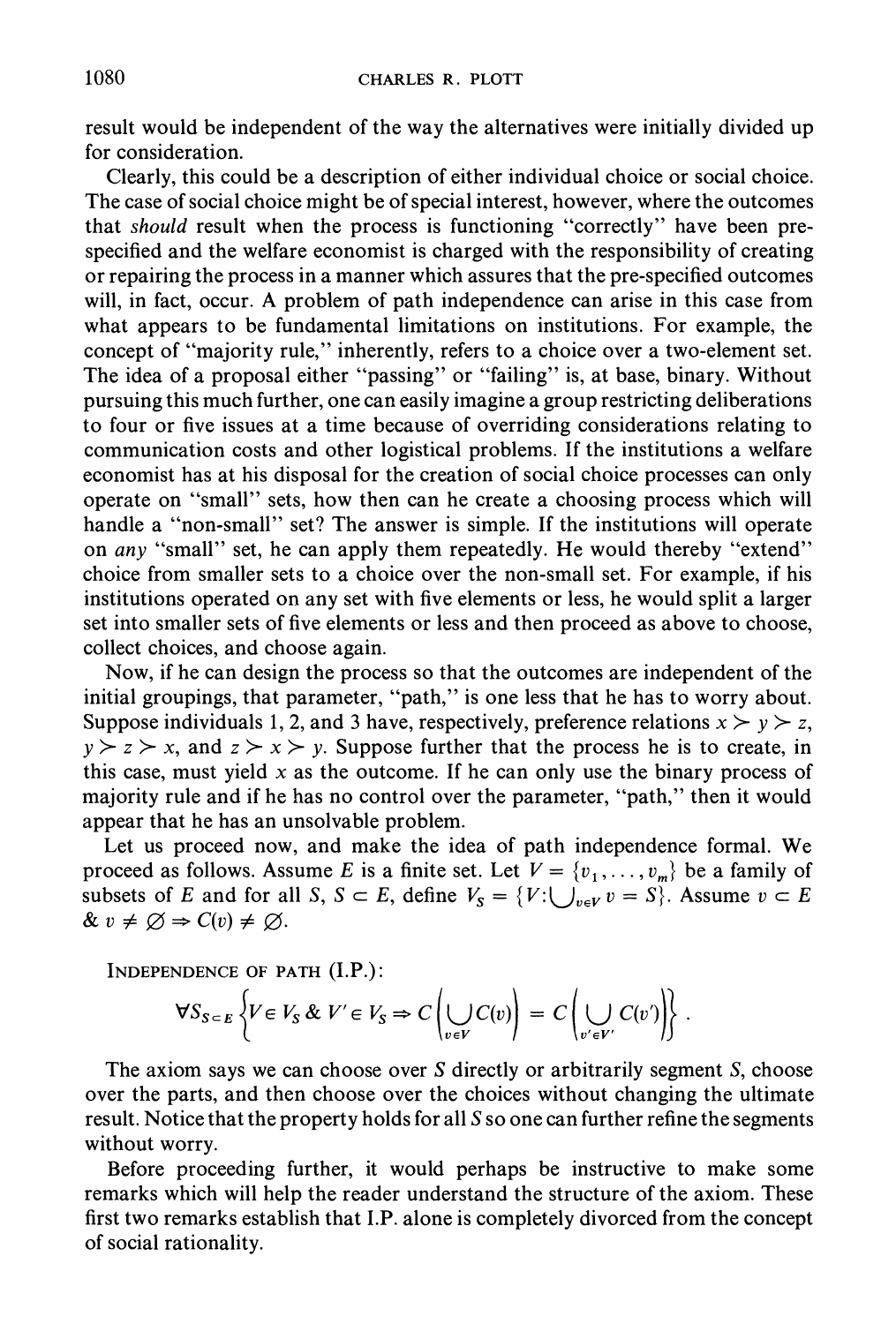result would be independent of the way the alternatives were initially divided up for consideration.

Clearly, this could be a description of either individual choice or social choice. The case of social choice might be of special interest, however, where the outcomes that *should* result when the process is functioning "correctly" have been pre-specified and the welfare economist is charged with the responsibility of creating or repairing the process in a manner which assures that the pre-specified outcomes will, in fact, occur. A problem of path independence can arise in this case from what appears to be fundamental limitations on institutions. For example, the concept of "majority rule," inherently, refers to a choice over a two-element set. The idea of a proposal either "passing" or "failing" is, at base, binary. Without pursuing this much further, one can easily imagine a group restricting deliberations to four or five issues at a time because of overriding considerations relating to communication costs and other logistical problems. If the institutions a welfare economist has at his disposal for the creation of social choice processes can only operate on "small" sets, how then can he create a choosing process which will handle a "non-small" set? The answer is simple. If the institutions will operate on *any* "small" set, he can apply them repeatedly. He would thereby "extend" choice from smaller sets to a choice over the non-small set. For example, if his institutions operated on any set with five elements or less, he would split a larger set into smaller sets of five elements or less and then proceed as above to choose, collect choices, and choose again.

Now, if he can design the process so that the outcomes are independent of the initial groupings, that parameter, "path," is one less that he has to worry about. Suppose individuals 1, 2, and 3 have, respectively, preference relations $x \succ y \succ z$, $y \succ z \succ x$, and $z \succ x \succ y$. Suppose further that the process he is to create, in this case, must yield $x$ as the outcome. If he can only use the binary process of majority rule and if he has no control over the parameter, "path," then it would appear that he has an unsolvable problem.

Let us proceed now, and make the idea of path independence formal. We proceed as follows. Assume $E$ is a finite set. Let $V = \{v_1, \ldots, v_m\}$ be a family of subsets of $E$ and for all $S$, $S \subset E$, define $V_S = \{V : \bigcup_{v \in V} v = S\}$. Assume $v \subset E$ & $v \neq \varnothing \Rightarrow C(v) \neq \varnothing$.

INDEPENDENCE OF PATH (I.P.):

$$\forall S_{S \subset E} \left\{ V \in V_S \;\&\; V' \in V_S \Rightarrow C\left( \bigcup_{v \in V} C(v) \right) = C\left( \bigcup_{v' \in V'} C(v') \right) \right\}.$$

The axiom says we can choose over $S$ directly or arbitrarily segment $S$, choose over the parts, and then choose over the choices without changing the ultimate result. Notice that the property holds for all $S$ so one can further refine the segments without worry.

Before proceeding further, it would perhaps be instructive to make some remarks which will help the reader understand the structure of the axiom. These first two remarks establish that I.P. alone is completely divorced from the concept of social rationality.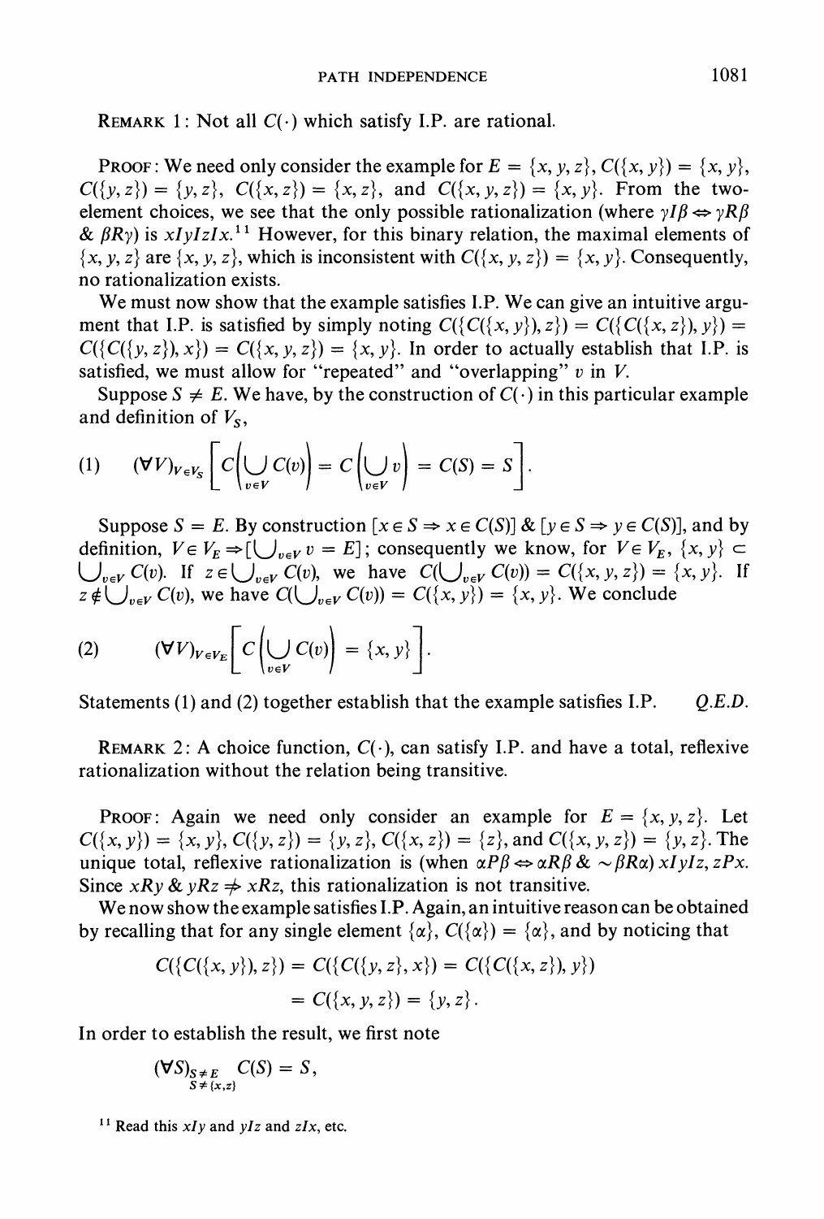REMARK 1: Not all $C(\cdot)$ which satisfy I.P. are rational.

PROOF: We need only consider the example for $E = \{x, y, z\}$, $C(\{x, y\}) = \{x, y\}$, $C(\{y, z\}) = \{y, z\}$, $C(\{x, z\}) = \{x, z\}$, and $C(\{x, y, z\}) = \{x, y\}$. From the two-element choices, we see that the only possible rationalization (where $\gamma I \beta \Leftrightarrow \gamma R \beta$ & $\beta R \gamma$) is $xIyIzIx$.[11] However, for this binary relation, the maximal elements of $\{x, y, z\}$ are $\{x, y, z\}$, which is inconsistent with $C(\{x, y, z\}) = \{x, y\}$. Consequently, no rationalization exists.

We must now show that the example satisfies I.P. We can give an intuitive argument that I.P. is satisfied by simply noting $C(\{C(\{x, y\}), z\}) = C(\{C(\{x, z\}), y\}) = C(\{C(\{y, z\}), x\}) = C(\{x, y, z\}) = \{x, y\}$. In order to actually establish that I.P. is satisfied, we must allow for "repeated" and "overlapping" $v$ in $V$.

Suppose $S \neq E$. We have, by the construction of $C(\cdot)$ in this particular example and definition of $V_S$,

$$(1) \qquad (\forall V)_{V \in V_S} \left[ C\left( \bigcup_{v \in V} C(v) \right) = C\left( \bigcup_{v \in V} v \right) = C(S) = S \right].$$

Suppose $S = E$. By construction $[x \in S \Rightarrow x \in C(S)]$ & $[y \in S \Rightarrow y \in C(S)]$, and by definition, $V \in V_E \Rightarrow [\bigcup_{v \in V} v = E]$; consequently we know, for $V \in V_E$, $\{x, y\} \subset \bigcup_{v \in V} C(v)$. If $z \in \bigcup_{v \in V} C(v)$, we have $C(\bigcup_{v \in V} C(v)) = C(\{x, y, z\}) = \{x, y\}$. If $z \notin \bigcup_{v \in V} C(v)$, we have $C(\bigcup_{v \in V} C(v)) = C(\{x, y\}) = \{x, y\}$. We conclude

$$(2) \qquad (\forall V)_{V \in V_E} \left[ C\left( \bigcup_{v \in V} C(v) \right) = \{x, y\} \right].$$

Statements (1) and (2) together establish that the example satisfies I.P. *Q.E.D.*

REMARK 2: A choice function, $C(\cdot)$, can satisfy I.P. and have a total, reflexive rationalization without the relation being transitive.

PROOF: Again we need only consider an example for $E = \{x, y, z\}$. Let $C(\{x, y\}) = \{x, y\}$, $C(\{y, z\}) = \{y, z\}$, $C(\{x, z\}) = \{z\}$, and $C(\{x, y, z\}) = \{y, z\}$. The unique total, reflexive rationalization is (when $\alpha P \beta \Leftrightarrow \alpha R \beta$ & $\sim \beta R \alpha$) $xIyIz$, $zPx$. Since $xRy$ & $yRz \not\Rightarrow xRz$, this rationalization is not transitive.

We now show the example satisfies I.P. Again, an intuitive reason can be obtained by recalling that for any single element $\{\alpha\}$, $C(\{\alpha\}) = \{\alpha\}$, and by noticing that

$$\begin{aligned} C(\{C(\{x, y\}), z\}) &= C(\{C(\{y, z\}, x\}) = C(\{C(\{x, z\}), y\}) \\ &= C(\{x, y, z\}) = \{y, z\}. \end{aligned}$$

In order to establish the result, we first note

$$(\forall S)_{\substack{S \neq E \\ S \neq \{x, z\}}} C(S) = S,$$

[11] Read this $xIy$ and $yIz$ and $zIx$, etc.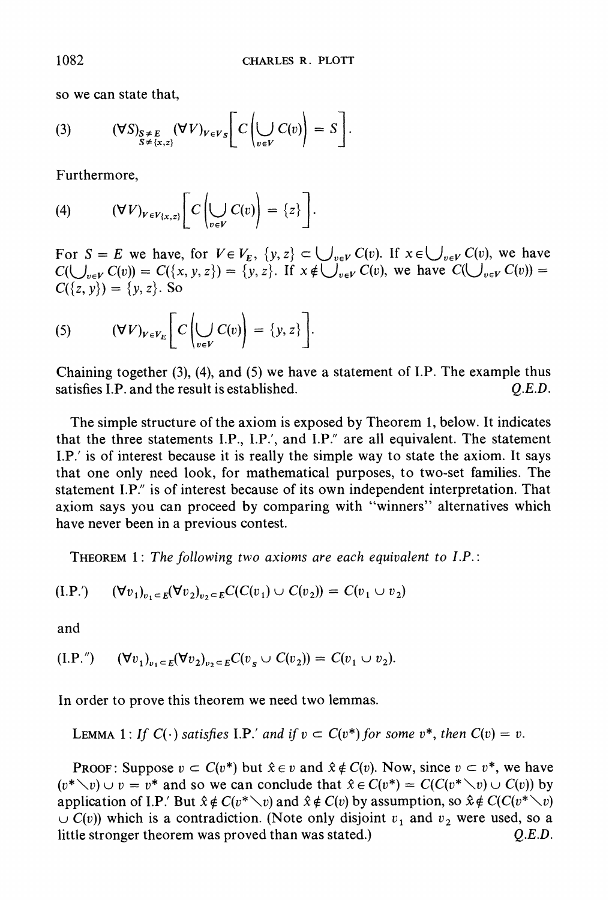so we can state that,

$$(3) \qquad (\forall S)_{\substack{S \neq E \\ S \neq \{x,z\}}} (\forall V)_{V \in V_S} \left[ C\left( \bigcup_{v \in V} C(v) \right) = S \right].$$

Furthermore,

$$(4) \qquad (\forall V)_{V \in V_{\{x,z\}}} \left[ C\left( \bigcup_{v \in V} C(v) \right) = \{z\} \right].$$

For $S = E$ we have, for $V \in V_E$, $\{y, z\} \subset \bigcup_{v \in V} C(v)$. If $x \in \bigcup_{v \in V} C(v)$, we have $C(\bigcup_{v \in V} C(v)) = C(\{x, y, z\}) = \{y, z\}$. If $x \notin \bigcup_{v \in V} C(v)$, we have $C(\bigcup_{v \in V} C(v)) = C(\{z, y\}) = \{y, z\}$. So

$$(5) \qquad (\forall V)_{V \in V_E} \left[ C\left( \bigcup_{v \in V} C(v) \right) = \{y, z\} \right].$$

Chaining together (3), (4), and (5) we have a statement of I.P. The example thus satisfies I.P. and the result is established. *Q.E.D.*

The simple structure of the axiom is exposed by Theorem 1, below. It indicates that the three statements I.P., I.P.′, and I.P.″ are all equivalent. The statement I.P.′ is of interest because it is really the simple way to state the axiom. It says that one only need look, for mathematical purposes, to two-set families. The statement I.P.″ is of interest because of its own independent interpretation. That axiom says you can proceed by comparing with "winners" alternatives which have never been in a previous contest.

THEOREM 1: *The following two axioms are each equivalent to I.P.:*

$$(\text{I.P.}') \qquad (\forall v_1)_{v_1 \subset E} (\forall v_2)_{v_2 \subset E} C(C(v_1) \cup C(v_2)) = C(v_1 \cup v_2)$$

and

$$(\text{I.P.}'') \qquad (\forall v_1)_{v_1 \subset E} (\forall v_2)_{v_2 \subset E} C(v_s \cup C(v_2)) = C(v_1 \cup v_2).$$

In order to prove this theorem we need two lemmas.

LEMMA 1: *If $C(\cdot)$ satisfies I.P.′ and if $v \subset C(v^*)$ for some $v^*$, then $C(v) = v$.*

PROOF: Suppose $v \subset C(v^*)$ but $\hat{x} \in v$ and $\hat{x} \notin C(v)$. Now, since $v \subset v^*$, we have $(v^* \setminus v) \cup v = v^*$ and so we can conclude that $\hat{x} \in C(v^*) = C(C(v^* \setminus v) \cup C(v))$ by application of I.P.′ But $\hat{x} \notin C(v^* \setminus v)$ and $\hat{x} \notin C(v)$ by assumption, so $\hat{x} \notin C(C(v^* \setminus v) \cup C(v))$ which is a contradiction. (Note only disjoint $v_1$ and $v_2$ were used, so a little stronger theorem was proved than was stated.) *Q.E.D.*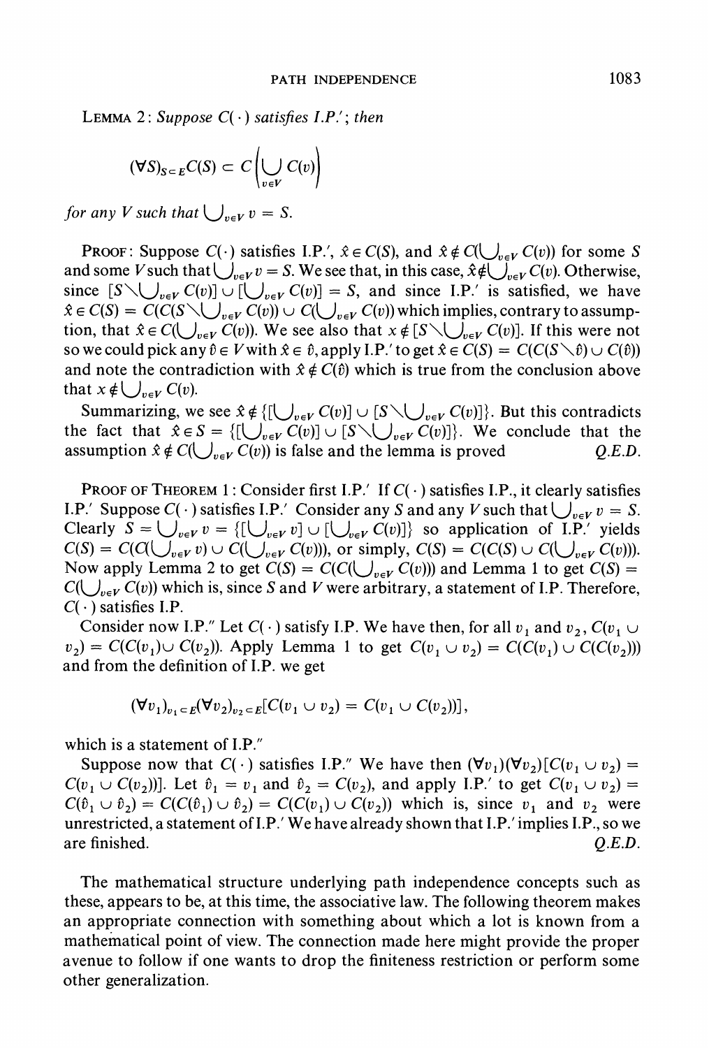LEMMA 2: *Suppose* $C(\cdot)$ *satisfies I.P.'; then*

$$(\forall S)_{S \subset E} C(S) \subset C\left(\bigcup_{v \in V} C(v)\right)$$

*for any* $V$ *such that* $\bigcup_{v \in V} v = S$.

PROOF: Suppose $C(\cdot)$ satisfies I.P.', $\hat{x} \in C(S)$, and $\hat{x} \notin C(\bigcup_{v \in V} C(v))$ for some $S$ and some $V$ such that $\bigcup_{v \in V} v = S$. We see that, in this case, $\hat{x} \notin \bigcup_{v \in V} C(v)$. Otherwise, since $[S \setminus \bigcup_{v \in V} C(v)] \cup [\bigcup_{v \in V} C(v)] = S$, and since I.P.' is satisfied, we have $\hat{x} \in C(S) = C(C(S \setminus \bigcup_{v \in V} C(v)) \cup C(\bigcup_{v \in V} C(v))$ which implies, contrary to assumption, that $\hat{x} \in C(\bigcup_{v \in V} C(v))$. We see also that $x \notin [S \setminus \bigcup_{v \in V} C(v)]$. If this were not so we could pick any $\hat{v} \in V$ with $\hat{x} \in \hat{v}$, apply I.P.' to get $\hat{x} \in C(S) = C(C(S \setminus \hat{v}) \cup C(\hat{v}))$ and note the contradiction with $\hat{x} \notin C(\hat{v})$ which is true from the conclusion above that $x \notin \bigcup_{v \in V} C(v)$.

Summarizing, we see $\hat{x} \notin \{[\bigcup_{v \in V} C(v)] \cup [S \setminus \bigcup_{v \in V} C(v)]\}$. But this contradicts the fact that $\hat{x} \in S = \{[\bigcup_{v \in V} C(v)] \cup [S \setminus \bigcup_{v \in V} C(v)]\}$. We conclude that the assumption $\hat{x} \notin C(\bigcup_{v \in V} C(v))$ is false and the lemma is proved *Q.E.D.*

PROOF OF THEOREM 1: Consider first I.P.' If $C(\cdot)$ satisfies I.P., it clearly satisfies I.P.' Suppose $C(\cdot)$ satisfies I.P.' Consider any $S$ and any $V$ such that $\bigcup_{v \in V} v = S$. Clearly $S = \bigcup_{v \in V} v = \{[\bigcup_{v \in V} v] \cup [\bigcup_{v \in V} C(v)]\}$ so application of I.P.' yields $C(S) = C(C(\bigcup_{v \in V} v) \cup C(\bigcup_{v \in V} C(v)))$, or simply, $C(S) = C(C(S) \cup C(\bigcup_{v \in V} C(v)))$. Now apply Lemma 2 to get $C(S) = C(C(\bigcup_{v \in V} C(v)))$ and Lemma 1 to get $C(S) = C(\bigcup_{v \in V} C(v))$ which is, since $S$ and $V$ were arbitrary, a statement of I.P. Therefore, $C(\cdot)$ satisfies I.P.

Consider now I.P.'' Let $C(\cdot)$ satisfy I.P. We have then, for all $v_1$ and $v_2$, $C(v_1 \cup v_2) = C(C(v_1) \cup C(v_2))$. Apply Lemma 1 to get $C(v_1 \cup v_2) = C(C(v_1) \cup C(C(v_2)))$ and from the definition of I.P. we get

$$(\forall v_1)_{v_1 \subset E} (\forall v_2)_{v_2 \subset E} [C(v_1 \cup v_2) = C(v_1 \cup C(v_2))],$$

which is a statement of I.P.''

Suppose now that $C(\cdot)$ satisfies I.P.'' We have then $(\forall v_1)(\forall v_2)[C(v_1 \cup v_2) = C(v_1 \cup C(v_2))]$. Let $\hat{v}_1 = v_1$ and $\hat{v}_2 = C(v_2)$, and apply I.P.' to get $C(v_1 \cup v_2) = C(\hat{v}_1 \cup \hat{v}_2) = C(C(\hat{v}_1) \cup \hat{v}_2) = C(C(v_1) \cup C(v_2))$ which is, since $v_1$ and $v_2$ were unrestricted, a statement of I.P.' We have already shown that I.P.' implies I.P., so we are finished. *Q.E.D.*

The mathematical structure underlying path independence concepts such as these, appears to be, at this time, the associative law. The following theorem makes an appropriate connection with something about which a lot is known from a mathematical point of view. The connection made here might provide the proper avenue to follow if one wants to drop the finiteness restriction or perform some other generalization.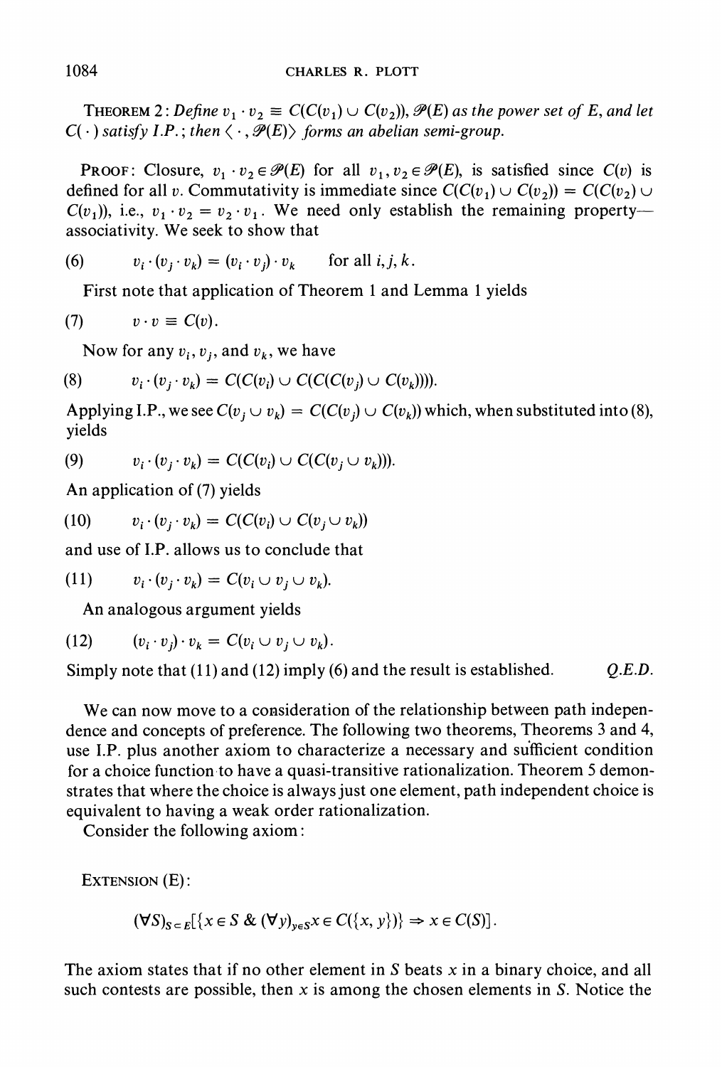**Theorem 2:** *Define $v_1 \cdot v_2 \equiv C(C(v_1) \cup C(v_2))$, $\mathscr{P}(E)$ as the power set of $E$, and let $C(\cdot)$ satisfy I.P.; then $\langle \cdot, \mathscr{P}(E) \rangle$ forms an abelian semi-group.*

**Proof:** Closure, $v_1 \cdot v_2 \in \mathscr{P}(E)$ for all $v_1, v_2 \in \mathscr{P}(E)$, is satisfied since $C(v)$ is defined for all $v$. Commutativity is immediate since $C(C(v_1) \cup C(v_2)) = C(C(v_2) \cup C(v_1))$, i.e., $v_1 \cdot v_2 = v_2 \cdot v_1$. We need only establish the remaining property—associativity. We seek to show that

$$v_i \cdot (v_j \cdot v_k) = (v_i \cdot v_j) \cdot v_k \qquad \text{for all } i, j, k. \tag{6}$$

First note that application of Theorem 1 and Lemma 1 yields

$$v \cdot v \equiv C(v). \tag{7}$$

Now for any $v_i$, $v_j$, and $v_k$, we have

$$v_i \cdot (v_j \cdot v_k) = C(C(v_i) \cup C(C(C(v_j) \cup C(v_k)))). \tag{8}$$

Applying I.P., we see $C(v_j \cup v_k) = C(C(v_j) \cup C(v_k))$ which, when substituted into (8), yields

$$v_i \cdot (v_j \cdot v_k) = C(C(v_i) \cup C(C(v_j \cup v_k))). \tag{9}$$

An application of (7) yields

$$v_i \cdot (v_j \cdot v_k) = C(C(v_i) \cup C(v_j \cup v_k)) \tag{10}$$

and use of I.P. allows us to conclude that

$$v_i \cdot (v_j \cdot v_k) = C(v_i \cup v_j \cup v_k). \tag{11}$$

An analogous argument yields

$$(v_i \cdot v_j) \cdot v_k = C(v_i \cup v_j \cup v_k). \tag{12}$$

Simply note that (11) and (12) imply (6) and the result is established. *Q.E.D.*

We can now move to a consideration of the relationship between path independence and concepts of preference. The following two theorems, Theorems 3 and 4, use I.P. plus another axiom to characterize a necessary and sufficient condition for a choice function to have a quasi-transitive rationalization. Theorem 5 demonstrates that where the choice is always just one element, path independent choice is equivalent to having a weak order rationalization.

Consider the following axiom:

Extension (E):

$$(\forall S)_{S \subset E}[\{x \in S \;\&\; (\forall y)_{y \in S} x \in C(\{x, y\})\} \Rightarrow x \in C(S)].$$

The axiom states that if no other element in $S$ beats $x$ in a binary choice, and all such contests are possible, then $x$ is among the chosen elements in $S$. Notice the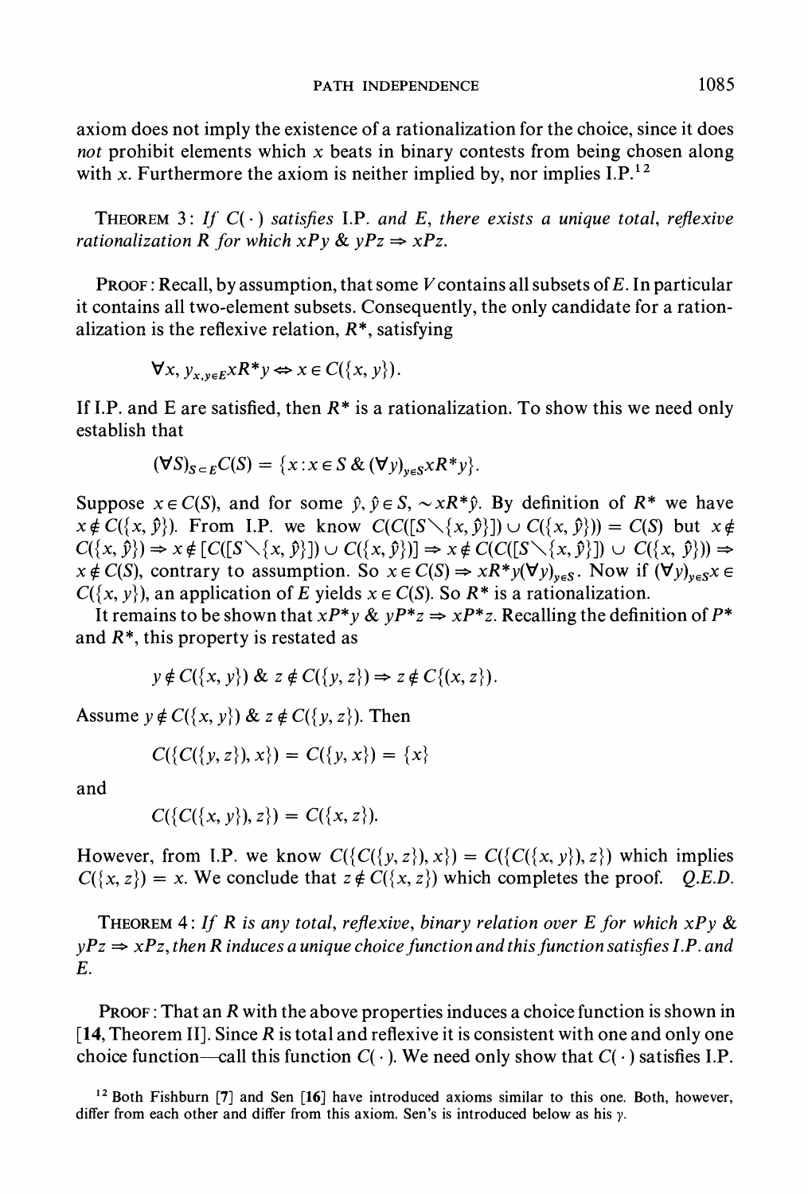axiom does not imply the existence of a rationalization for the choice, since it does *not* prohibit elements which $x$ beats in binary contests from being chosen along with $x$. Furthermore the axiom is neither implied by, nor implies I.P.[12]

THEOREM 3: *If $C(\cdot)$ satisfies* I.P. *and E, there exists a unique total, reflexive rationalization R for which $xPy$ & $yPz \Rightarrow xPz$.*

PROOF: Recall, by assumption, that some $V$ contains all subsets of $E$. In particular it contains all two-element subsets. Consequently, the only candidate for a rationalization is the reflexive relation, $R^*$, satisfying

$$\forall x, y_{x,y \in E} xR^*y \Leftrightarrow x \in C(\{x, y\}).$$

If I.P. and E are satisfied, then $R^*$ is a rationalization. To show this we need only establish that

$$(\forall S)_{S \subset E} C(S) = \{x : x \in S \,\&\, (\forall y)_{y \in S} xR^*y\}.$$

Suppose $x \in C(S)$, and for some $\hat{y}, \hat{y} \in S$, $\sim xR^*\hat{y}$. By definition of $R^*$ we have $x \notin C(\{x, \hat{y}\})$. From I.P. we know $C(C([S \setminus \{x, \hat{y}\}]) \cup C(\{x, \hat{y}\})) = C(S)$ but $x \notin C(\{x, \hat{y}\}) \Rightarrow x \notin [C([S \setminus \{x, \hat{y}\}]) \cup C(\{x, \hat{y}\})] \Rightarrow x \notin C(C([S \setminus \{x, \hat{y}\}]) \cup C(\{x, \hat{y}\})) \Rightarrow x \notin C(S)$, contrary to assumption. So $x \in C(S) \Rightarrow xR^*y(\forall y)_{y \in S}$. Now if $(\forall y)_{y \in S} x \in C(\{x, y\})$, an application of $E$ yields $x \in C(S)$. So $R^*$ is a rationalization.

It remains to be shown that $xP^*y$ & $yP^*z \Rightarrow xP^*z$. Recalling the definition of $P^*$ and $R^*$, this property is restated as

$$y \notin C(\{x, y\}) \,\&\, z \notin C(\{y, z\}) \Rightarrow z \notin C\{(x, z\}).$$

Assume $y \notin C(\{x, y\})$ & $z \notin C(\{y, z\})$. Then

$$C(\{C(\{y, z\}), x\}) = C(\{y, x\}) = \{x\}$$

and

$$C(\{C(\{x, y\}), z\}) = C(\{x, z\}).$$

However, from I.P. we know $C(\{C(\{y, z\}), x\}) = C(\{C(\{x, y\}), z\})$ which implies $C(\{x, z\}) = x$. We conclude that $z \notin C(\{x, z\})$ which completes the proof. *Q.E.D.*

THEOREM 4: *If R is any total, reflexive, binary relation over E for which $xPy$ & $yPz \Rightarrow xPz$, then R induces a unique choice function and this function satisfies I.P. and E.*

PROOF: That an $R$ with the above properties induces a choice function is shown in [**14**, Theorem II]. Since $R$ is total and reflexive it is consistent with one and only one choice function—call this function $C(\cdot)$. We need only show that $C(\cdot)$ satisfies I.P.

[12] Both Fishburn [7] and Sen [16] have introduced axioms similar to this one. Both, however, differ from each other and differ from this axiom. Sen's is introduced below as his $\gamma$.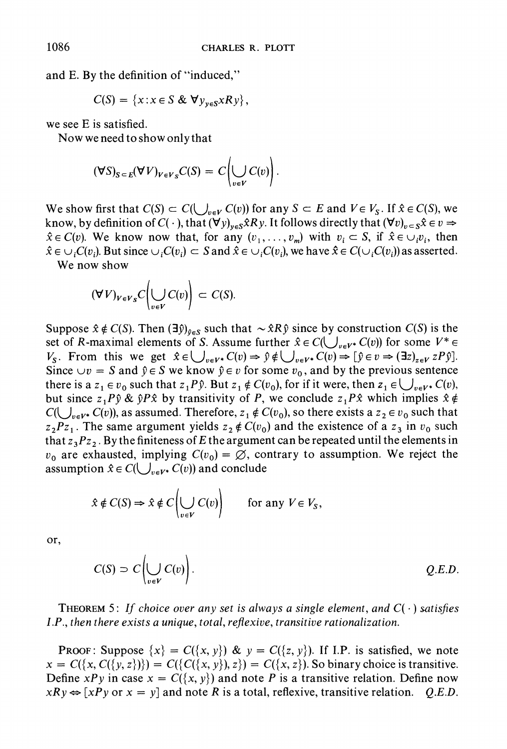and E. By the definition of "induced,"

$$C(S) = \{x : x \in S \;\&\; \forall y_{y \in S} xRy\},$$

we see E is satisfied.

Now we need to show only that

$$(\forall S)_{S \subset E}(\forall V)_{V \in V_S} C(S) = C\left(\bigcup_{v \in V} C(v)\right).$$

We show first that $C(S) \subset C(\bigcup_{v \in V} C(v))$ for any $S \subset E$ and $V \in V_S$. If $\hat{x} \in C(S)$, we know, by definition of $C(\cdot)$, that $(\forall y)_{y \in S} \hat{x} R y$. It follows directly that $(\forall v)_{v \subset S} \hat{x} \in v \Rightarrow \hat{x} \in C(v)$. We know now that, for any $(v_1, \ldots, v_m)$ with $v_i \subset S$, if $\hat{x} \in \cup_i v_i$, then $\hat{x} \in \cup_i C(v_i)$. But since $\cup_i C(v_i) \subset S$ and $\hat{x} \in \cup_i C(v_i)$, we have $\hat{x} \in C(\cup_i C(v_i))$ as asserted.

We now show

$$(\forall V)_{V \in V_S} C\left(\bigcup_{v \in V} C(v)\right) \subset C(S).$$

Suppose $\hat{x} \notin C(S)$. Then $(\exists \hat{y})_{\hat{y} \in S}$ such that $\sim \hat{x} R \hat{y}$ since by construction $C(S)$ is the set of $R$-maximal elements of $S$. Assume further $\hat{x} \in C(\bigcup_{v \in V^*} C(v))$ for some $V^* \in V_S$. From this we get $\hat{x} \in \bigcup_{v \in V^*} C(v) \Rightarrow \hat{y} \notin \bigcup_{v \in V^*} C(v) \Rightarrow [\hat{y} \in v \Rightarrow (\exists z)_{z \in V} zP\hat{y}]$. Since $\cup v = S$ and $\hat{y} \in S$ we know $\hat{y} \in v$ for some $v_0$, and by the previous sentence there is a $z_1 \in v_0$ such that $z_1 P \hat{y}$. But $z_1 \notin C(v_0)$, for if it were, then $z_1 \in \bigcup_{v \in V^*} C(v)$, but since $z_1 P \hat{y} \;\&\; \hat{y} P \hat{x}$ by transitivity of $P$, we conclude $z_1 P \hat{x}$ which implies $\hat{x} \notin C(\bigcup_{v \in V^*} C(v))$, as assumed. Therefore, $z_1 \notin C(v_0)$, so there exists a $z_2 \in v_0$ such that $z_2 P z_1$. The same argument yields $z_2 \notin C(v_0)$ and the existence of a $z_3$ in $v_0$ such that $z_3 P z_2$. By the finiteness of $E$ the argument can be repeated until the elements in $v_0$ are exhausted, implying $C(v_0) = \varnothing$, contrary to assumption. We reject the assumption $\hat{x} \in C(\bigcup_{v \in V^*} C(v))$ and conclude

$$\hat{x} \notin C(S) \Rightarrow \hat{x} \notin C\left(\bigcup_{v \in V} C(v)\right) \qquad \text{for any } V \in V_S,$$

or,

$$C(S) \supset C\left(\bigcup_{v \in V} C(v)\right). \qquad \textit{Q.E.D.}$$

THEOREM 5: *If choice over any set is always a single element, and $C(\cdot)$ satisfies I.P., then there exists a unique, total, reflexive, transitive rationalization.*

PROOF: Suppose $\{x\} = C(\{x, y\}) \;\&\; y = C(\{z, y\})$. If I.P. is satisfied, we note $x = C(\{x, C(\{y, z\})\}) = C(\{C(\{x, y\}), z\}) = C(\{x, z\})$. So binary choice is transitive. Define $xPy$ in case $x = C(\{x, y\})$ and note $P$ is a transitive relation. Define now $xRy \Leftrightarrow [xPy \text{ or } x = y]$ and note $R$ is a total, reflexive, transitive relation. *Q.E.D.*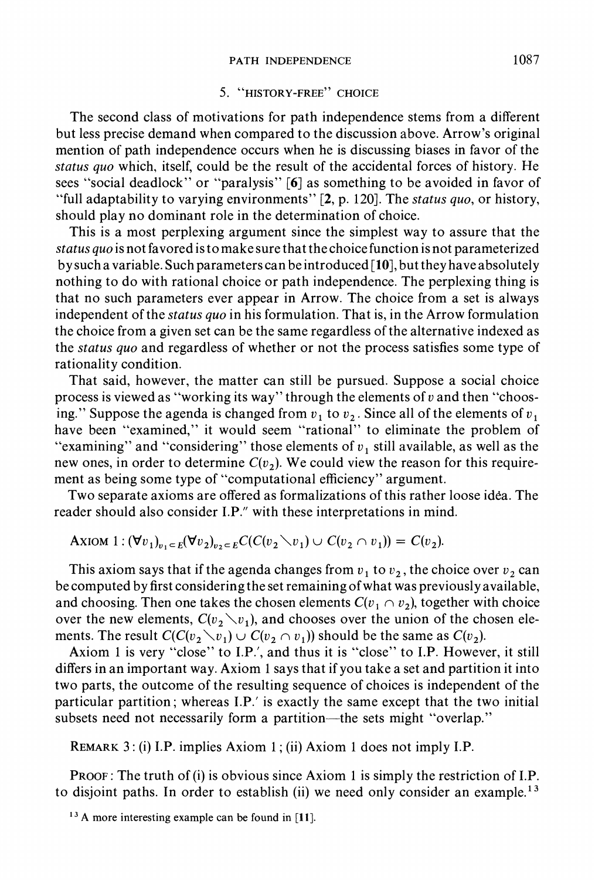## 5. "HISTORY-FREE" CHOICE

The second class of motivations for path independence stems from a different but less precise demand when compared to the discussion above. Arrow's original mention of path independence occurs when he is discussing biases in favor of the *status quo* which, itself, could be the result of the accidental forces of history. He sees "social deadlock" or "paralysis" [**6**] as something to be avoided in favor of "full adaptability to varying environments" [**2**, p. 120]. The *status quo*, or history, should play no dominant role in the determination of choice.

This is a most perplexing argument since the simplest way to assure that the *status quo* is not favored is to make sure that the choice function is not parameterized by such a variable. Such parameters can be introduced [**10**], but they have absolutely nothing to do with rational choice or path independence. The perplexing thing is that no such parameters ever appear in Arrow. The choice from a set is always independent of the *status quo* in his formulation. That is, in the Arrow formulation the choice from a given set can be the same regardless of the alternative indexed as the *status quo* and regardless of whether or not the process satisfies some type of rationality condition.

That said, however, the matter can still be pursued. Suppose a social choice process is viewed as "working its way" through the elements of $v$ and then "choosing." Suppose the agenda is changed from $v_1$ to $v_2$. Since all of the elements of $v_1$ have been "examined," it would seem "rational" to eliminate the problem of "examining" and "considering" those elements of $v_1$ still available, as well as the new ones, in order to determine $C(v_2)$. We could view the reason for this requirement as being some type of "computational efficiency" argument.

Two separate axioms are offered as formalizations of this rather loose idéa. The reader should also consider I.P.″ with these interpretations in mind.

AXIOM 1: $(\forall v_1)_{v_1 \subset E}(\forall v_2)_{v_2 \subset E} C(C(v_2 \setminus v_1) \cup C(v_2 \cap v_1)) = C(v_2)$.

This axiom says that if the agenda changes from $v_1$ to $v_2$, the choice over $v_2$ can be computed by first considering the set remaining of what was previously available, and choosing. Then one takes the chosen elements $C(v_1 \cap v_2)$, together with choice over the new elements, $C(v_2 \setminus v_1)$, and chooses over the union of the chosen elements. The result $C(C(v_2 \setminus v_1) \cup C(v_2 \cap v_1))$ should be the same as $C(v_2)$.

Axiom 1 is very "close" to I.P.′, and thus it is "close" to I.P. However, it still differs in an important way. Axiom 1 says that if you take a set and partition it into two parts, the outcome of the resulting sequence of choices is independent of the particular partition; whereas I.P.′ is exactly the same except that the two initial subsets need not necessarily form a partition—the sets might "overlap."

REMARK 3: (i) I.P. implies Axiom 1; (ii) Axiom 1 does not imply I.P.

PROOF: The truth of (i) is obvious since Axiom 1 is simply the restriction of I.P. to disjoint paths. In order to establish (ii) we need only consider an example.[13]

[13] A more interesting example can be found in [**11**].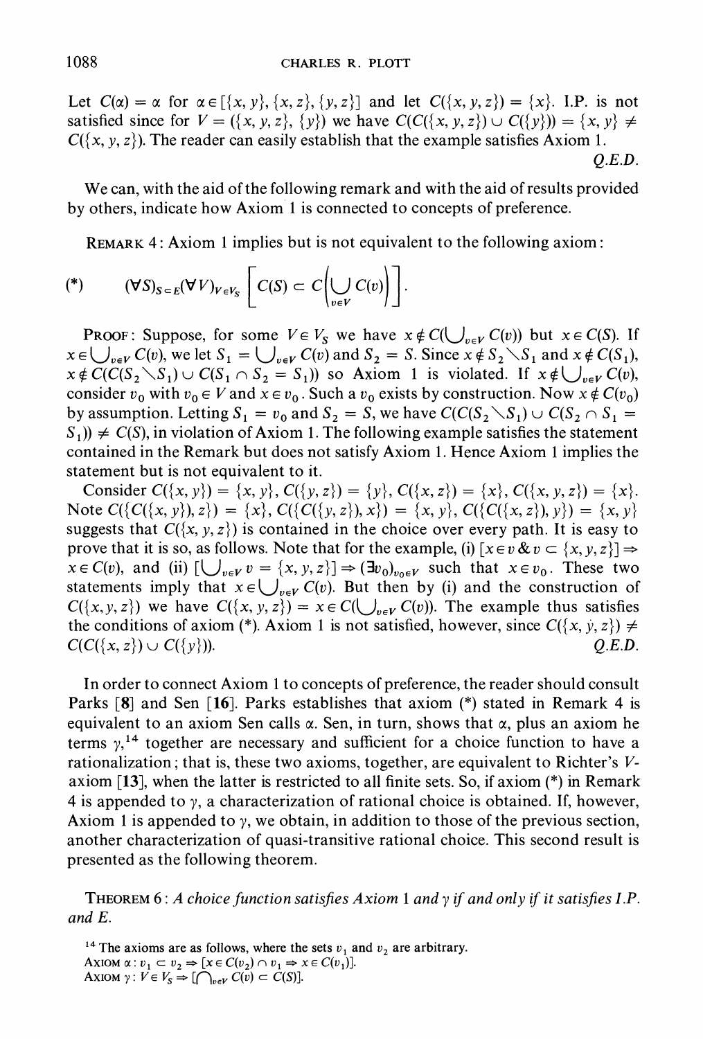Let $C(\alpha) = \alpha$ for $\alpha \in [\{x, y\}, \{x, z\}, \{y, z\}]$ and let $C(\{x, y, z\}) = \{x\}$. I.P. is not satisfied since for $V = (\{x, y, z\}, \{y\})$ we have $C(C(\{x, y, z\}) \cup C(\{y\})) = \{x, y\} \neq C(\{x, y, z\})$. The reader can easily establish that the example satisfies Axiom 1.

*Q.E.D.*

We can, with the aid of the following remark and with the aid of results provided by others, indicate how Axiom 1 is connected to concepts of preference.

REMARK 4: Axiom 1 implies but is not equivalent to the following axiom:

$$(*) \qquad (\forall S)_{S \subset E} (\forall V)_{V \in V_S} \left[ C(S) \subset C\left( \bigcup_{v \in V} C(v) \right) \right].$$

PROOF: Suppose, for some $V \in V_S$ we have $x \notin C(\bigcup_{v \in V} C(v))$ but $x \in C(S)$. If $x \in \bigcup_{v \in V} C(v)$, we let $S_1 = \bigcup_{v \in V} C(v)$ and $S_2 = S$. Since $x \notin S_2 \setminus S_1$ and $x \notin C(S_1)$, $x \notin C(C(S_2 \setminus S_1) \cup C(S_1 \cap S_2 = S_1))$ so Axiom 1 is violated. If $x \notin \bigcup_{v \in V} C(v)$, consider $v_0$ with $v_0 \in V$ and $x \in v_0$. Such a $v_0$ exists by construction. Now $x \notin C(v_0)$ by assumption. Letting $S_1 = v_0$ and $S_2 = S$, we have $C(C(S_2 \setminus S_1) \cup C(S_2 \cap S_1 = S_1)) \neq C(S)$, in violation of Axiom 1. The following example satisfies the statement contained in the Remark but does not satisfy Axiom 1. Hence Axiom 1 implies the statement but is not equivalent to it.

Consider $C(\{x, y\}) = \{x, y\}$, $C(\{y, z\}) = \{y\}$, $C(\{x, z\}) = \{x\}$, $C(\{x, y, z\}) = \{x\}$. Note $C(\{C(\{x, y\}), z\}) = \{x\}$, $C(\{C(\{y, z\}), x\}) = \{x, y\}$, $C(\{C(\{x, z\}), y\}) = \{x, y\}$ suggests that $C(\{x, y, z\})$ is contained in the choice over every path. It is easy to prove that it is so, as follows. Note that for the example, (i) $[x \in v \,\&\, v \subset \{x, y, z\}] \Rightarrow x \in C(v)$, and (ii) $[\bigcup_{v \in V} v = \{x, y, z\}] \Rightarrow (\exists v_0)_{v_0 \in V}$ such that $x \in v_0$. These two statements imply that $x \in \bigcup_{v \in V} C(v)$. But then by (i) and the construction of $C(\{x, y, z\})$ we have $C(\{x, y, z\}) = x \in C(\bigcup_{v \in V} C(v))$. The example thus satisfies the conditions of axiom (\*). Axiom 1 is not satisfied, however, since $C(\{x, y, z\}) \neq C(C(\{x, z\}) \cup C(\{y\}))$.

*Q.E.D.*

In order to connect Axiom 1 to concepts of preference, the reader should consult Parks [8] and Sen [16]. Parks establishes that axiom (\*) stated in Remark 4 is equivalent to an axiom Sen calls $\alpha$. Sen, in turn, shows that $\alpha$, plus an axiom he terms $\gamma$,[14] together are necessary and sufficient for a choice function to have a rationalization; that is, these two axioms, together, are equivalent to Richter's $V$-axiom [13], when the latter is restricted to all finite sets. So, if axiom (\*) in Remark 4 is appended to $\gamma$, a characterization of rational choice is obtained. If, however, Axiom 1 is appended to $\gamma$, we obtain, in addition to those of the previous section, another characterization of quasi-transitive rational choice. This second result is presented as the following theorem.

THEOREM 6: *A choice function satisfies Axiom 1 and $\gamma$ if and only if it satisfies I.P. and E.*

[14] The axioms are as follows, where the sets $v_1$ and $v_2$ are arbitrary.
AXIOM $\alpha$: $v_1 \subset v_2 \Rightarrow [x \in C(v_2) \cap v_1 \Rightarrow x \in C(v_1)]$.
AXIOM $\gamma$: $V \in V_S \Rightarrow [\bigcap_{v \in V} C(v) \subset C(S)]$.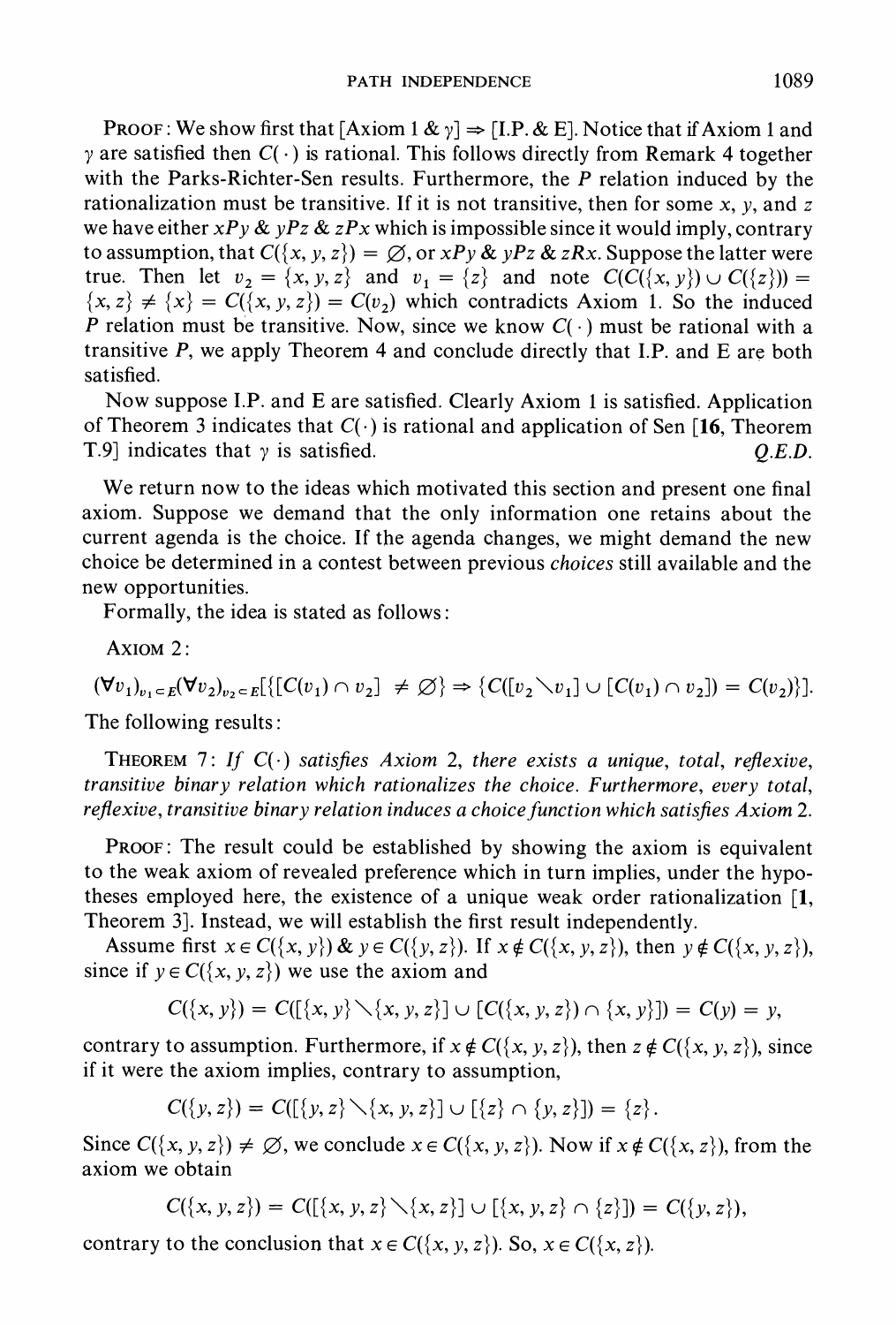PROOF: We show first that [Axiom 1 & $\gamma$] $\Rightarrow$ [I.P. & E]. Notice that if Axiom 1 and $\gamma$ are satisfied then $C(\cdot)$ is rational. This follows directly from Remark 4 together with the Parks-Richter-Sen results. Furthermore, the $P$ relation induced by the rationalization must be transitive. If it is not transitive, then for some $x$, $y$, and $z$ we have either $xPy$ & $yPz$ & $zPx$ which is impossible since it would imply, contrary to assumption, that $C(\{x, y, z\}) = \varnothing$, or $xPy$ & $yPz$ & $zRx$. Suppose the latter were true. Then let $v_2 = \{x, y, z\}$ and $v_1 = \{z\}$ and note $C(C(\{x, y\}) \cup C(\{z\})) = \{x, z\} \neq \{x\} = C(\{x, y, z\}) = C(v_2)$ which contradicts Axiom 1. So the induced $P$ relation must be transitive. Now, since we know $C(\cdot)$ must be rational with a transitive $P$, we apply Theorem 4 and conclude directly that I.P. and E are both satisfied.

Now suppose I.P. and E are satisfied. Clearly Axiom 1 is satisfied. Application of Theorem 3 indicates that $C(\cdot)$ is rational and application of Sen [16, Theorem T.9] indicates that $\gamma$ is satisfied. *Q.E.D.*

We return now to the ideas which motivated this section and present one final axiom. Suppose we demand that the only information one retains about the current agenda is the choice. If the agenda changes, we might demand the new choice be determined in a contest between previous *choices* still available and the new opportunities.

Formally, the idea is stated as follows:

AXIOM 2:

$$(\forall v_1)_{v_1 \subset E}(\forall v_2)_{v_2 \subset E}[\{[C(v_1) \cap v_2] \neq \varnothing\} \Rightarrow \{C([v_2 \setminus v_1] \cup [C(v_1) \cap v_2]) = C(v_2)\}].$$

The following results:

THEOREM 7: *If $C(\cdot)$ satisfies Axiom 2, there exists a unique, total, reflexive, transitive binary relation which rationalizes the choice. Furthermore, every total, reflexive, transitive binary relation induces a choice function which satisfies Axiom 2.*

PROOF: The result could be established by showing the axiom is equivalent to the weak axiom of revealed preference which in turn implies, under the hypotheses employed here, the existence of a unique weak order rationalization [1, Theorem 3]. Instead, we will establish the first result independently.

Assume first $x \in C(\{x, y\})$ & $y \in C(\{y, z\})$. If $x \notin C(\{x, y, z\})$, then $y \notin C(\{x, y, z\})$, since if $y \in C(\{x, y, z\})$ we use the axiom and

$$C(\{x, y\}) = C([\{x, y\} \setminus \{x, y, z\}] \cup [C(\{x, y, z\}) \cap \{x, y\}]) = C(y) = y,$$

contrary to assumption. Furthermore, if $x \notin C(\{x, y, z\})$, then $z \notin C(\{x, y, z\})$, since if it were the axiom implies, contrary to assumption,

$$C(\{y, z\}) = C([\{y, z\} \setminus \{x, y, z\}] \cup [\{z\} \cap \{y, z\}]) = \{z\}.$$

Since $C(\{x, y, z\}) \neq \varnothing$, we conclude $x \in C(\{x, y, z\})$. Now if $x \notin C(\{x, z\})$, from the axiom we obtain

$$C(\{x, y, z\}) = C([\{x, y, z\} \setminus \{x, z\}] \cup [\{x, y, z\} \cap \{z\}]) = C(\{y, z\}),$$

contrary to the conclusion that $x \in C(\{x, y, z\})$. So, $x \in C(\{x, z\})$.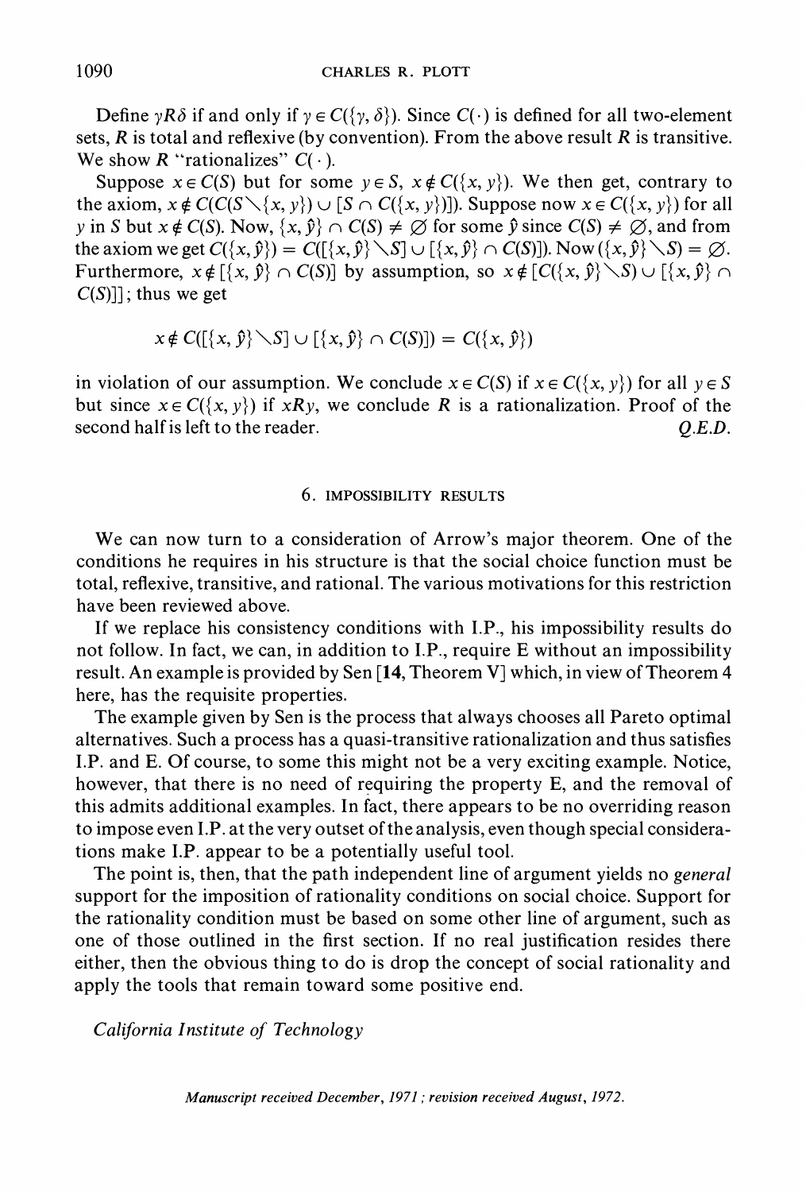Define $\gamma R \delta$ if and only if $\gamma \in C(\{\gamma, \delta\})$. Since $C(\cdot)$ is defined for all two-element sets, $R$ is total and reflexive (by convention). From the above result $R$ is transitive. We show $R$ "rationalizes" $C(\cdot)$.

Suppose $x \in C(S)$ but for some $y \in S$, $x \notin C(\{x, y\})$. We then get, contrary to the axiom, $x \notin C(C(S \setminus \{x, y\}) \cup [S \cap C(\{x, y\})])$. Suppose now $x \in C(\{x, y\})$ for all $y$ in $S$ but $x \notin C(S)$. Now, $\{x, \hat{y}\} \cap C(S) \neq \varnothing$ for some $\hat{y}$ since $C(S) \neq \varnothing$, and from the axiom we get $C(\{x, \hat{y}\}) = C([\{x, \hat{y}\} \setminus S] \cup [\{x, \hat{y}\} \cap C(S)])$. Now $(\{x, \hat{y}\} \setminus S) = \varnothing$. Furthermore, $x \notin [\{x, \hat{y}\} \cap C(S)]$ by assumption, so $x \notin [C(\{x, \hat{y}\} \setminus S) \cup [\{x, \hat{y}\} \cap C(S)]]$; thus we get

$$x \notin C([\{x, \hat{y}\} \setminus S] \cup [\{x, \hat{y}\} \cap C(S)]) = C(\{x, \hat{y}\})$$

in violation of our assumption. We conclude $x \in C(S)$ if $x \in C(\{x, y\})$ for all $y \in S$ but since $x \in C(\{x, y\})$ if $xRy$, we conclude $R$ is a rationalization. Proof of the second half is left to the reader. *Q.E.D.*

## 6. IMPOSSIBILITY RESULTS

We can now turn to a consideration of Arrow's major theorem. One of the conditions he requires in his structure is that the social choice function must be total, reflexive, transitive, and rational. The various motivations for this restriction have been reviewed above.

If we replace his consistency conditions with I.P., his impossibility results do not follow. In fact, we can, in addition to I.P., require E without an impossibility result. An example is provided by Sen [**14**, Theorem V] which, in view of Theorem 4 here, has the requisite properties.

The example given by Sen is the process that always chooses all Pareto optimal alternatives. Such a process has a quasi-transitive rationalization and thus satisfies I.P. and E. Of course, to some this might not be a very exciting example. Notice, however, that there is no need of requiring the property E, and the removal of this admits additional examples. In fact, there appears to be no overriding reason to impose even I.P. at the very outset of the analysis, even though special considerations make I.P. appear to be a potentially useful tool.

The point is, then, that the path independent line of argument yields no *general* support for the imposition of rationality conditions on social choice. Support for the rationality condition must be based on some other line of argument, such as one of those outlined in the first section. If no real justification resides there either, then the obvious thing to do is drop the concept of social rationality and apply the tools that remain toward some positive end.

*California Institute of Technology*

*Manuscript received December, 1971; revision received August, 1972.*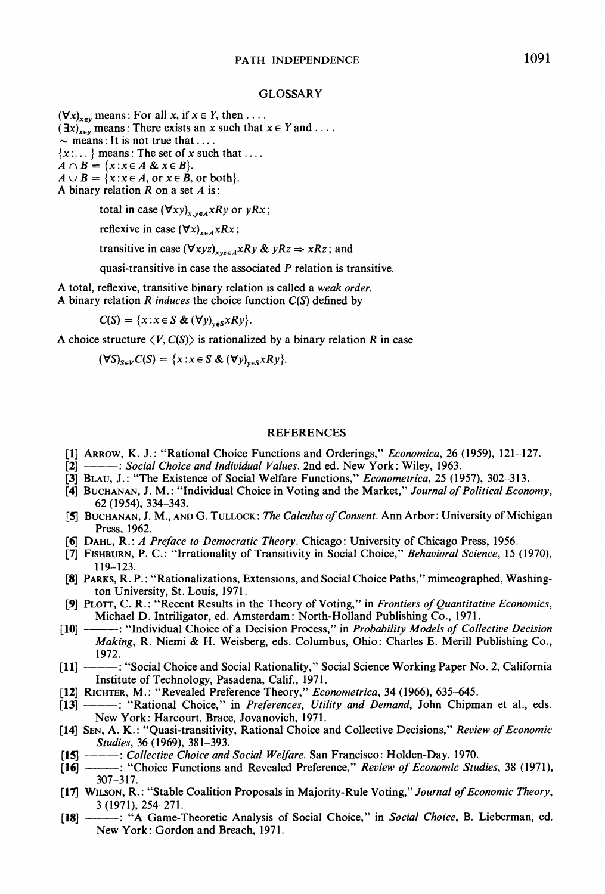## GLOSSARY

$(\forall x)_{x \in y}$ means: For all $x$, if $x \in Y$, then ....
$(\exists x)_{x \in y}$ means: There exists an $x$ such that $x \in Y$ and ....
$\sim$ means: It is not true that ....
$\{x : \dots\}$ means: The set of $x$ such that ....
$A \cap B = \{x : x \in A \;\&\; x \in B\}$.
$A \cup B = \{x : x \in A$, or $x \in B$, or both$\}$.
A binary relation $R$ on a set $A$ is:

total in case $(\forall xy)_{x,y \in A} xRy$ or $yRx$;

reflexive in case $(\forall x)_{x \in A} xRx$;

transitive in case $(\forall xyz)_{xyz \in A} xRy \;\&\; yRz \Rightarrow xRz$; and

quasi-transitive in case the associated $P$ relation is transitive.

A total, reflexive, transitive binary relation is called a *weak order*.
A binary relation $R$ *induces* the choice function $C(S)$ defined by

$$C(S) = \{x : x \in S \;\&\; (\forall y)_{y \in S} xRy\}.$$

A choice structure $\langle V, C(S) \rangle$ is rationalized by a binary relation $R$ in case

$$(\forall S)_{S \in V} C(S) = \{x : x \in S \;\&\; (\forall y)_{y \in S} xRy\}.$$

## REFERENCES

[1] ARROW, K. J.: "Rational Choice Functions and Orderings," *Economica*, 26 (1959), 121–127.

[2] ———: *Social Choice and Individual Values*. 2nd ed. New York: Wiley, 1963.

[3] BLAU, J.: "The Existence of Social Welfare Functions," *Econometrica*, 25 (1957), 302–313.

[4] BUCHANAN, J. M.: "Individual Choice in Voting and the Market," *Journal of Political Economy*, 62 (1954), 334–343.

[5] BUCHANAN, J. M., AND G. TULLOCK: *The Calculus of Consent*. Ann Arbor: University of Michigan Press, 1962.

[6] DAHL, R.: *A Preface to Democratic Theory*. Chicago: University of Chicago Press, 1956.

[7] FISHBURN, P. C.: "Irrationality of Transitivity in Social Choice," *Behavioral Science*, 15 (1970), 119–123.

[8] PARKS, R. P.: "Rationalizations, Extensions, and Social Choice Paths," mimeographed, Washington University, St. Louis, 1971.

[9] PLOTT, C. R.: "Recent Results in the Theory of Voting," in *Frontiers of Quantitative Economics*, Michael D. Intriligator, ed. Amsterdam: North-Holland Publishing Co., 1971.

[10] ———: "Individual Choice of a Decision Process," in *Probability Models of Collective Decision Making*, R. Niemi & H. Weisberg, eds. Columbus, Ohio: Charles E. Merill Publishing Co., 1972.

[11] ———: "Social Choice and Social Rationality," Social Science Working Paper No. 2, California Institute of Technology, Pasadena, Calif., 1971.

[12] RICHTER, M.: "Revealed Preference Theory," *Econometrica*, 34 (1966), 635–645.

[13] ———: "Rational Choice," in *Preferences, Utility and Demand*, John Chipman et al., eds. New York: Harcourt, Brace, Jovanovich, 1971.

[14] SEN, A. K.: "Quasi-transitivity, Rational Choice and Collective Decisions," *Review of Economic Studies*, 36 (1969), 381–393.

[15] ———: *Collective Choice and Social Welfare*. San Francisco: Holden-Day. 1970.

[16] ———: "Choice Functions and Revealed Preference," *Review of Economic Studies*, 38 (1971), 307–317.

[17] WILSON, R.: "Stable Coalition Proposals in Majority-Rule Voting," *Journal of Economic Theory*, 3 (1971), 254–271.

[18] ———: "A Game-Theoretic Analysis of Social Choice," in *Social Choice*, B. Lieberman, ed. New York: Gordon and Breach, 1971.